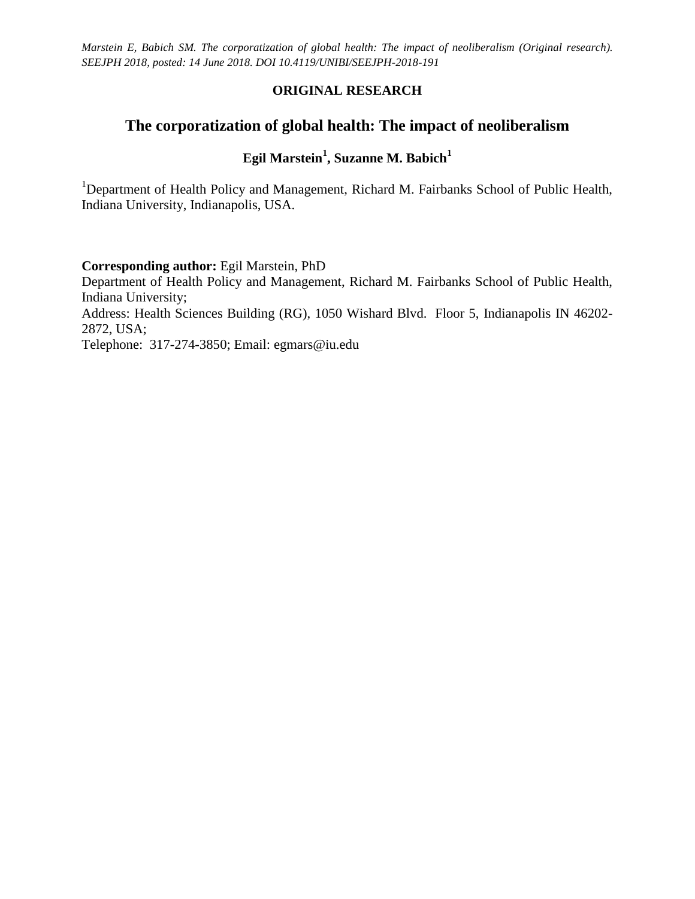*Marstein E, Babich SM. The corporatization of global health: The impact of neoliberalism (Original research). SEEJPH 2018, posted: 14 June 2018. DOI 10.4119/UNIBI/SEEJPH-2018-191*

**ORIGINAL RESEARCH**

# The corporatization of global health: The impact of neoliberalism

**Egil Marstein[1], Suzanne M. Babich[1]**

[1]Department of Health Policy and Management, Richard M. Fairbanks School of Public Health, Indiana University, Indianapolis, USA.

**Corresponding author:** Egil Marstein, PhD
Department of Health Policy and Management, Richard M. Fairbanks School of Public Health, Indiana University;
Address: Health Sciences Building (RG), 1050 Wishard Blvd. Floor 5, Indianapolis IN 46202-2872, USA;
Telephone: 317-274-3850; Email: egmars@iu.edu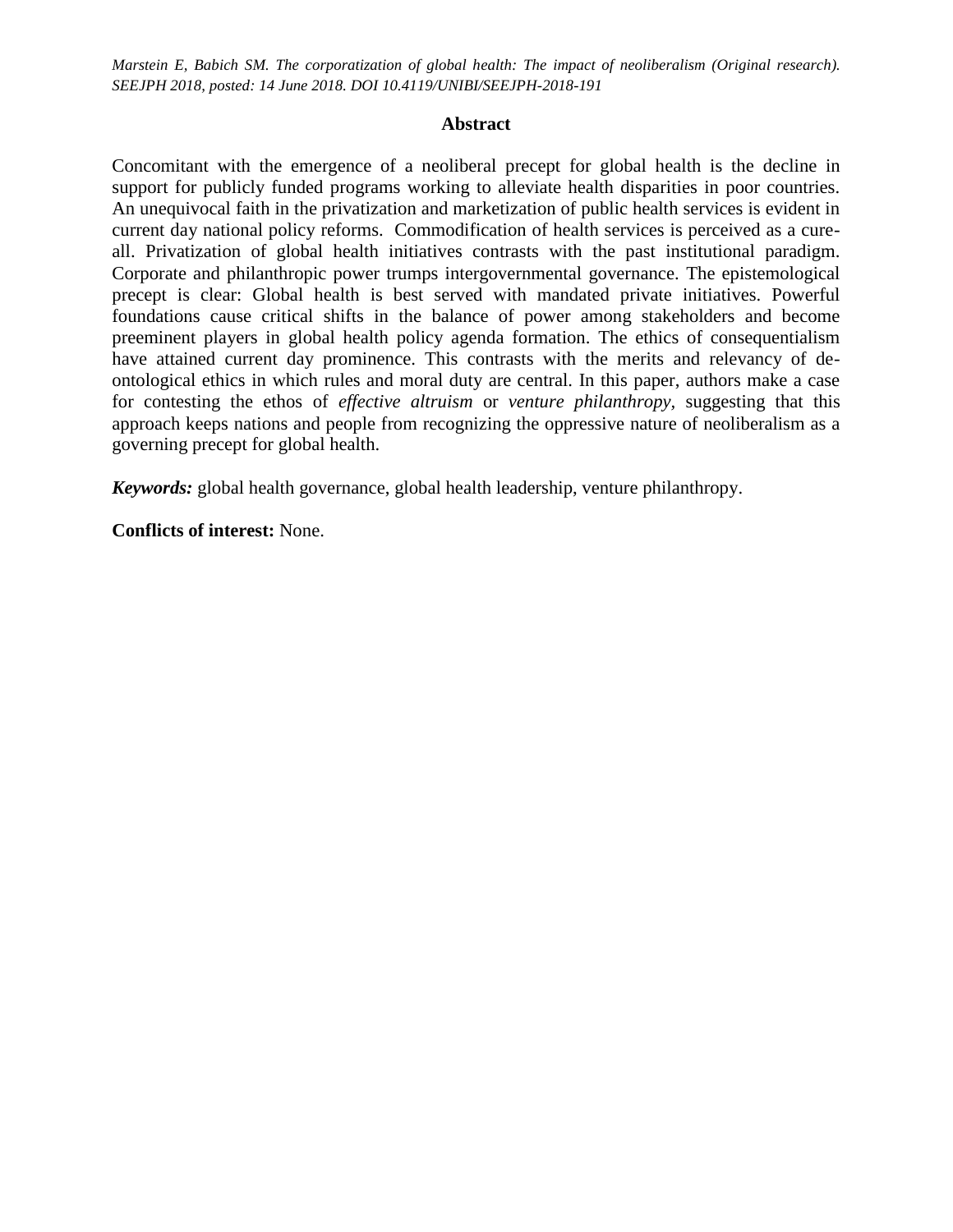## Abstract

Concomitant with the emergence of a neoliberal precept for global health is the decline in support for publicly funded programs working to alleviate health disparities in poor countries. An unequivocal faith in the privatization and marketization of public health services is evident in current day national policy reforms. Commodification of health services is perceived as a cure-all. Privatization of global health initiatives contrasts with the past institutional paradigm. Corporate and philanthropic power trumps intergovernmental governance. The epistemological precept is clear: Global health is best served with mandated private initiatives. Powerful foundations cause critical shifts in the balance of power among stakeholders and become preeminent players in global health policy agenda formation. The ethics of consequentialism have attained current day prominence. This contrasts with the merits and relevancy of de-ontological ethics in which rules and moral duty are central. In this paper, authors make a case for contesting the ethos of *effective altruism* or *venture philanthropy*, suggesting that this approach keeps nations and people from recognizing the oppressive nature of neoliberalism as a governing precept for global health.

***Keywords:*** global health governance, global health leadership, venture philanthropy.

**Conflicts of interest:** None.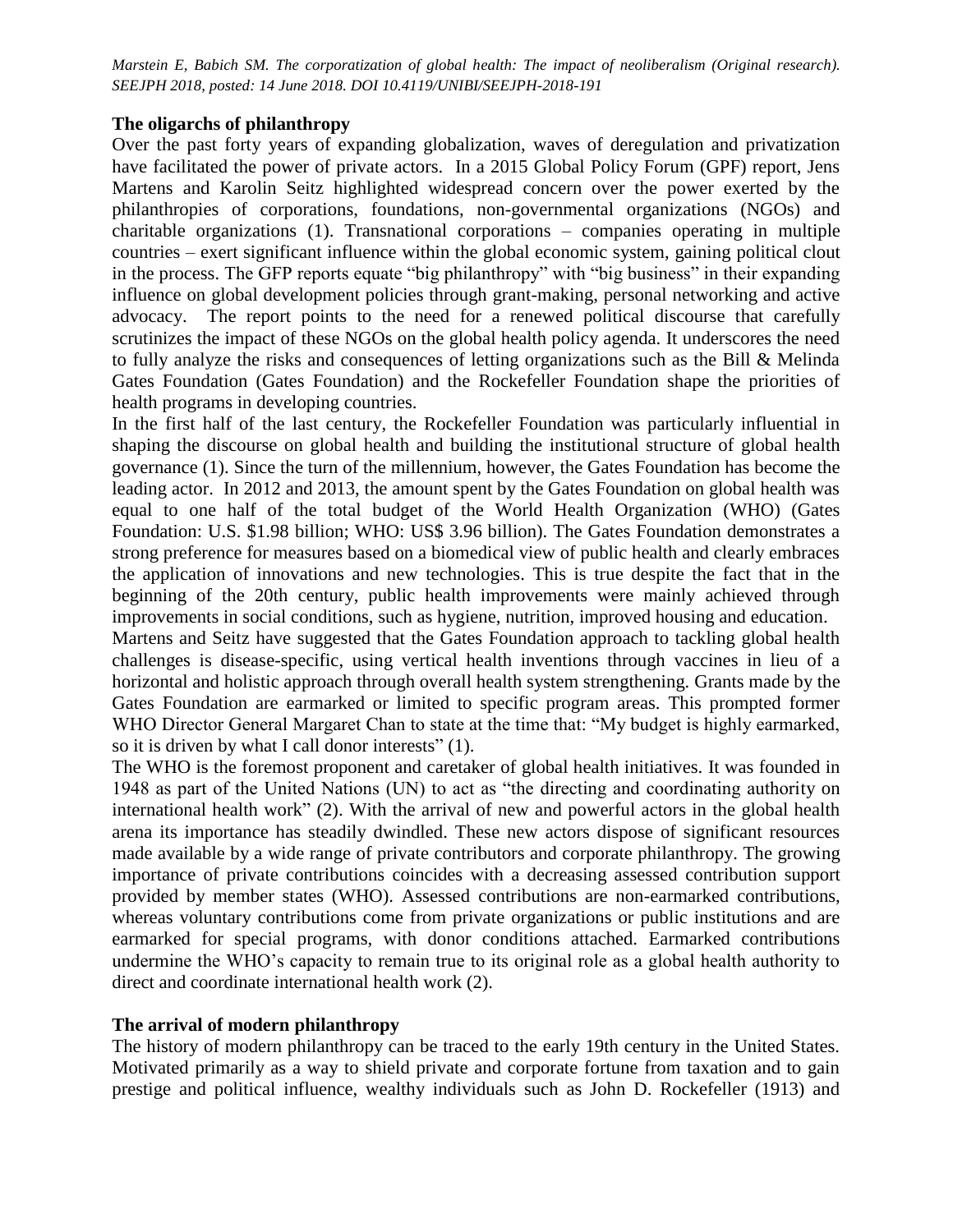## The oligarchs of philanthropy

Over the past forty years of expanding globalization, waves of deregulation and privatization have facilitated the power of private actors. In a 2015 Global Policy Forum (GPF) report, Jens Martens and Karolin Seitz highlighted widespread concern over the power exerted by the philanthropies of corporations, foundations, non-governmental organizations (NGOs) and charitable organizations (1). Transnational corporations – companies operating in multiple countries – exert significant influence within the global economic system, gaining political clout in the process. The GFP reports equate "big philanthropy" with "big business" in their expanding influence on global development policies through grant-making, personal networking and active advocacy. The report points to the need for a renewed political discourse that carefully scrutinizes the impact of these NGOs on the global health policy agenda. It underscores the need to fully analyze the risks and consequences of letting organizations such as the Bill & Melinda Gates Foundation (Gates Foundation) and the Rockefeller Foundation shape the priorities of health programs in developing countries.

In the first half of the last century, the Rockefeller Foundation was particularly influential in shaping the discourse on global health and building the institutional structure of global health governance (1). Since the turn of the millennium, however, the Gates Foundation has become the leading actor. In 2012 and 2013, the amount spent by the Gates Foundation on global health was equal to one half of the total budget of the World Health Organization (WHO) (Gates Foundation: U.S. $1.98 billion; WHO: US$ 3.96 billion). The Gates Foundation demonstrates a strong preference for measures based on a biomedical view of public health and clearly embraces the application of innovations and new technologies. This is true despite the fact that in the beginning of the 20th century, public health improvements were mainly achieved through improvements in social conditions, such as hygiene, nutrition, improved housing and education.

Martens and Seitz have suggested that the Gates Foundation approach to tackling global health challenges is disease-specific, using vertical health inventions through vaccines in lieu of a horizontal and holistic approach through overall health system strengthening. Grants made by the Gates Foundation are earmarked or limited to specific program areas. This prompted former WHO Director General Margaret Chan to state at the time that: "My budget is highly earmarked, so it is driven by what I call donor interests" (1).

The WHO is the foremost proponent and caretaker of global health initiatives. It was founded in 1948 as part of the United Nations (UN) to act as "the directing and coordinating authority on international health work" (2). With the arrival of new and powerful actors in the global health arena its importance has steadily dwindled. These new actors dispose of significant resources made available by a wide range of private contributors and corporate philanthropy. The growing importance of private contributions coincides with a decreasing assessed contribution support provided by member states (WHO). Assessed contributions are non-earmarked contributions, whereas voluntary contributions come from private organizations or public institutions and are earmarked for special programs, with donor conditions attached. Earmarked contributions undermine the WHO's capacity to remain true to its original role as a global health authority to direct and coordinate international health work (2).

## The arrival of modern philanthropy

The history of modern philanthropy can be traced to the early 19th century in the United States. Motivated primarily as a way to shield private and corporate fortune from taxation and to gain prestige and political influence, wealthy individuals such as John D. Rockefeller (1913) and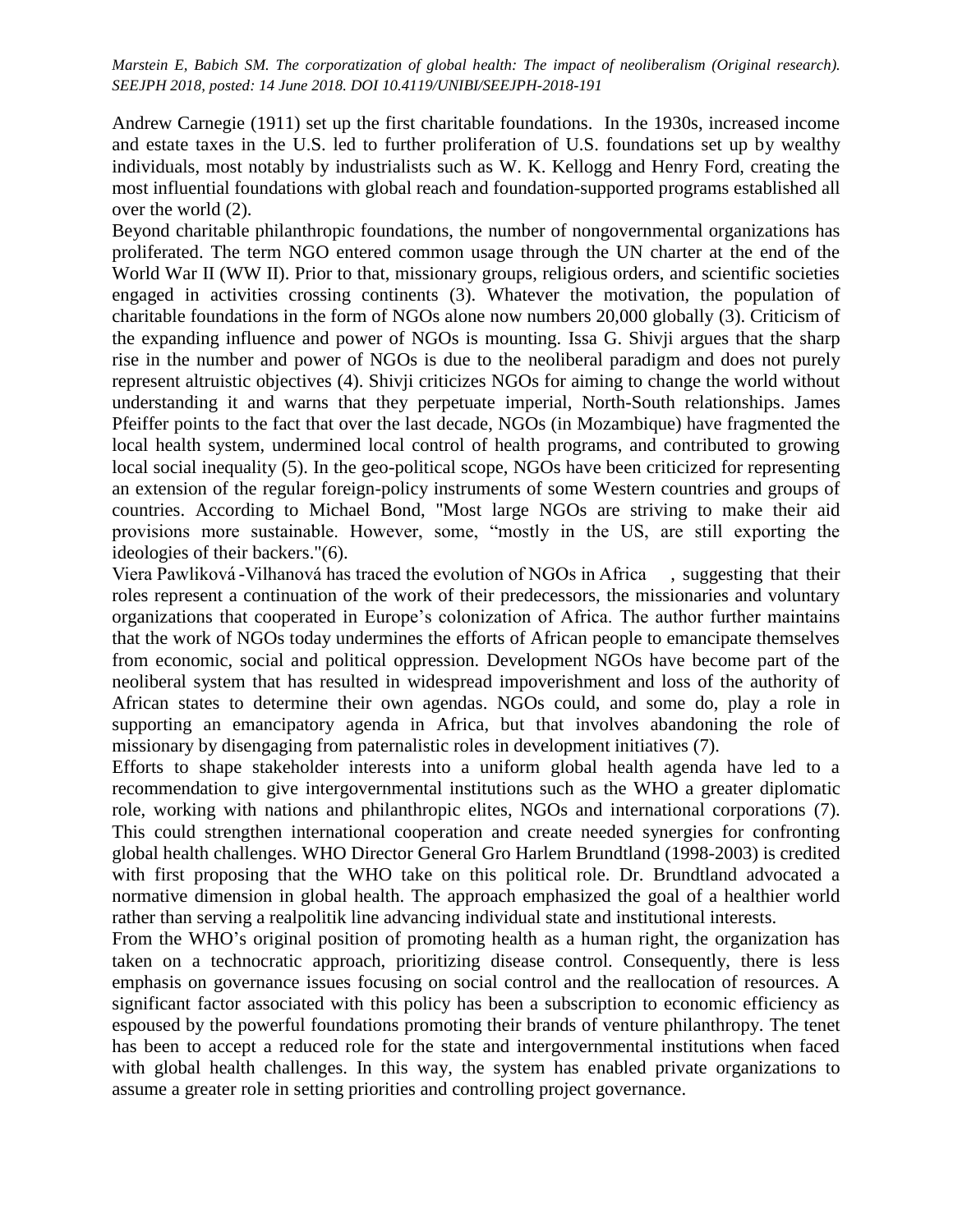Andrew Carnegie (1911) set up the first charitable foundations. In the 1930s, increased income and estate taxes in the U.S. led to further proliferation of U.S. foundations set up by wealthy individuals, most notably by industrialists such as W. K. Kellogg and Henry Ford, creating the most influential foundations with global reach and foundation-supported programs established all over the world (2).

Beyond charitable philanthropic foundations, the number of nongovernmental organizations has proliferated. The term NGO entered common usage through the UN charter at the end of the World War II (WW II). Prior to that, missionary groups, religious orders, and scientific societies engaged in activities crossing continents (3). Whatever the motivation, the population of charitable foundations in the form of NGOs alone now numbers 20,000 globally (3). Criticism of the expanding influence and power of NGOs is mounting. Issa G. Shivji argues that the sharp rise in the number and power of NGOs is due to the neoliberal paradigm and does not purely represent altruistic objectives (4). Shivji criticizes NGOs for aiming to change the world without understanding it and warns that they perpetuate imperial, North-South relationships. James Pfeiffer points to the fact that over the last decade, NGOs (in Mozambique) have fragmented the local health system, undermined local control of health programs, and contributed to growing local social inequality (5). In the geo-political scope, NGOs have been criticized for representing an extension of the regular foreign-policy instruments of some Western countries and groups of countries. According to Michael Bond, "Most large NGOs are striving to make their aid provisions more sustainable. However, some, "mostly in the US, are still exporting the ideologies of their backers."(6).

Viera Pawliková -Vilhanová has traced the evolution of NGOs in Africa , suggesting that their roles represent a continuation of the work of their predecessors, the missionaries and voluntary organizations that cooperated in Europe's colonization of Africa. The author further maintains that the work of NGOs today undermines the efforts of African people to emancipate themselves from economic, social and political oppression. Development NGOs have become part of the neoliberal system that has resulted in widespread impoverishment and loss of the authority of African states to determine their own agendas. NGOs could, and some do, play a role in supporting an emancipatory agenda in Africa, but that involves abandoning the role of missionary by disengaging from paternalistic roles in development initiatives (7).

Efforts to shape stakeholder interests into a uniform global health agenda have led to a recommendation to give intergovernmental institutions such as the WHO a greater diplomatic role, working with nations and philanthropic elites, NGOs and international corporations (7). This could strengthen international cooperation and create needed synergies for confronting global health challenges. WHO Director General Gro Harlem Brundtland (1998-2003) is credited with first proposing that the WHO take on this political role. Dr. Brundtland advocated a normative dimension in global health. The approach emphasized the goal of a healthier world rather than serving a realpolitik line advancing individual state and institutional interests.

From the WHO's original position of promoting health as a human right, the organization has taken on a technocratic approach, prioritizing disease control. Consequently, there is less emphasis on governance issues focusing on social control and the reallocation of resources. A significant factor associated with this policy has been a subscription to economic efficiency as espoused by the powerful foundations promoting their brands of venture philanthropy. The tenet has been to accept a reduced role for the state and intergovernmental institutions when faced with global health challenges. In this way, the system has enabled private organizations to assume a greater role in setting priorities and controlling project governance.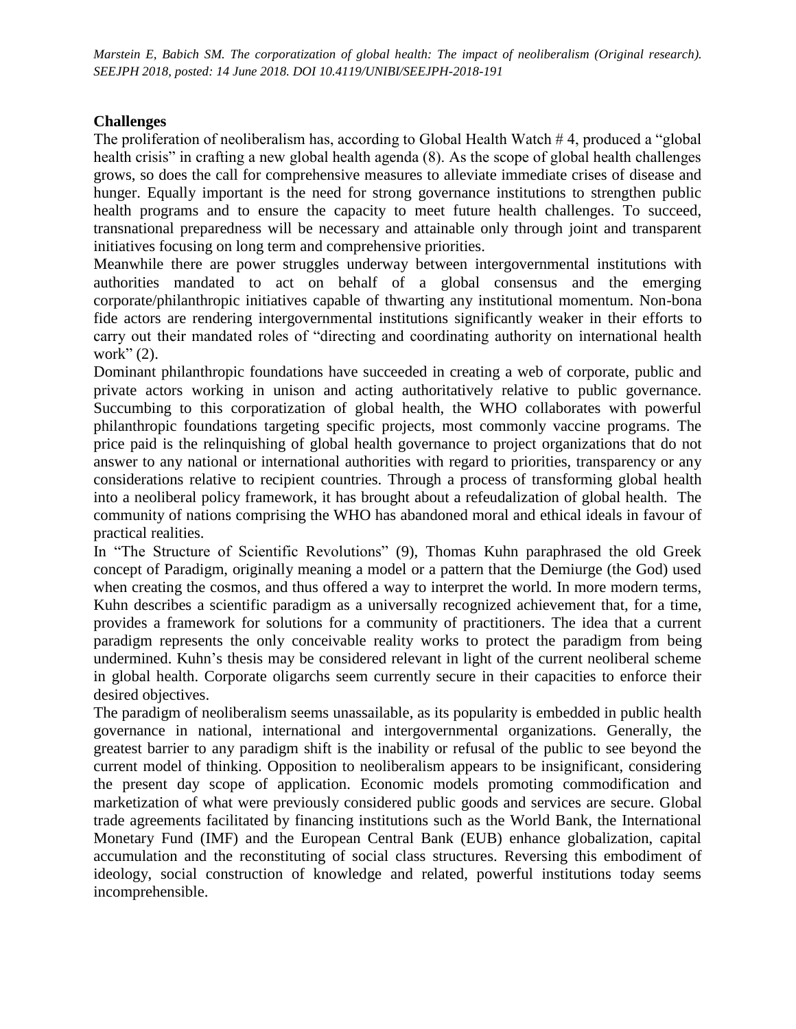## Challenges

The proliferation of neoliberalism has, according to Global Health Watch # 4, produced a "global health crisis" in crafting a new global health agenda (8). As the scope of global health challenges grows, so does the call for comprehensive measures to alleviate immediate crises of disease and hunger. Equally important is the need for strong governance institutions to strengthen public health programs and to ensure the capacity to meet future health challenges. To succeed, transnational preparedness will be necessary and attainable only through joint and transparent initiatives focusing on long term and comprehensive priorities.

Meanwhile there are power struggles underway between intergovernmental institutions with authorities mandated to act on behalf of a global consensus and the emerging corporate/philanthropic initiatives capable of thwarting any institutional momentum. Non-bona fide actors are rendering intergovernmental institutions significantly weaker in their efforts to carry out their mandated roles of "directing and coordinating authority on international health work" (2).

Dominant philanthropic foundations have succeeded in creating a web of corporate, public and private actors working in unison and acting authoritatively relative to public governance. Succumbing to this corporatization of global health, the WHO collaborates with powerful philanthropic foundations targeting specific projects, most commonly vaccine programs. The price paid is the relinquishing of global health governance to project organizations that do not answer to any national or international authorities with regard to priorities, transparency or any considerations relative to recipient countries. Through a process of transforming global health into a neoliberal policy framework, it has brought about a refeudalization of global health. The community of nations comprising the WHO has abandoned moral and ethical ideals in favour of practical realities.

In "The Structure of Scientific Revolutions" (9), Thomas Kuhn paraphrased the old Greek concept of Paradigm, originally meaning a model or a pattern that the Demiurge (the God) used when creating the cosmos, and thus offered a way to interpret the world. In more modern terms, Kuhn describes a scientific paradigm as a universally recognized achievement that, for a time, provides a framework for solutions for a community of practitioners. The idea that a current paradigm represents the only conceivable reality works to protect the paradigm from being undermined. Kuhn's thesis may be considered relevant in light of the current neoliberal scheme in global health. Corporate oligarchs seem currently secure in their capacities to enforce their desired objectives.

The paradigm of neoliberalism seems unassailable, as its popularity is embedded in public health governance in national, international and intergovernmental organizations. Generally, the greatest barrier to any paradigm shift is the inability or refusal of the public to see beyond the current model of thinking. Opposition to neoliberalism appears to be insignificant, considering the present day scope of application. Economic models promoting commodification and marketization of what were previously considered public goods and services are secure. Global trade agreements facilitated by financing institutions such as the World Bank, the International Monetary Fund (IMF) and the European Central Bank (EUB) enhance globalization, capital accumulation and the reconstituting of social class structures. Reversing this embodiment of ideology, social construction of knowledge and related, powerful institutions today seems incomprehensible.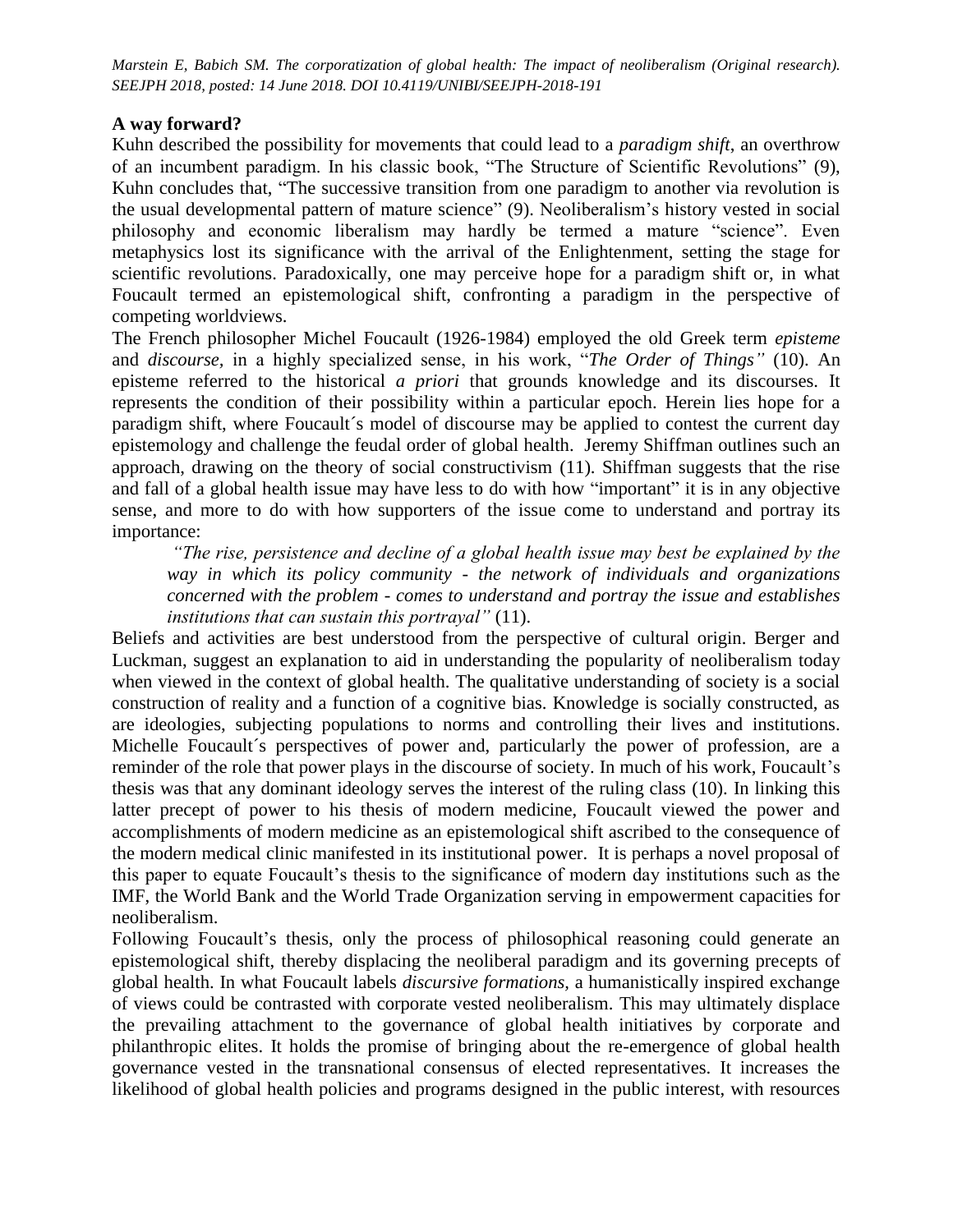### A way forward?

Kuhn described the possibility for movements that could lead to a *paradigm shift*, an overthrow of an incumbent paradigm. In his classic book, "The Structure of Scientific Revolutions" (9), Kuhn concludes that, "The successive transition from one paradigm to another via revolution is the usual developmental pattern of mature science" (9). Neoliberalism's history vested in social philosophy and economic liberalism may hardly be termed a mature "science". Even metaphysics lost its significance with the arrival of the Enlightenment, setting the stage for scientific revolutions. Paradoxically, one may perceive hope for a paradigm shift or, in what Foucault termed an epistemological shift, confronting a paradigm in the perspective of competing worldviews.

The French philosopher Michel Foucault (1926-1984) employed the old Greek term *episteme* and *discourse*, in a highly specialized sense, in his work, "*The Order of Things"* (10). An episteme referred to the historical *a priori* that grounds knowledge and its discourses. It represents the condition of their possibility within a particular epoch. Herein lies hope for a paradigm shift, where Foucault´s model of discourse may be applied to contest the current day epistemology and challenge the feudal order of global health. Jeremy Shiffman outlines such an approach, drawing on the theory of social constructivism (11). Shiffman suggests that the rise and fall of a global health issue may have less to do with how "important" it is in any objective sense, and more to do with how supporters of the issue come to understand and portray its importance:

> *"The rise, persistence and decline of a global health issue may best be explained by the way in which its policy community - the network of individuals and organizations concerned with the problem - comes to understand and portray the issue and establishes institutions that can sustain this portrayal"* (11).

Beliefs and activities are best understood from the perspective of cultural origin. Berger and Luckman, suggest an explanation to aid in understanding the popularity of neoliberalism today when viewed in the context of global health. The qualitative understanding of society is a social construction of reality and a function of a cognitive bias. Knowledge is socially constructed, as are ideologies, subjecting populations to norms and controlling their lives and institutions. Michelle Foucault´s perspectives of power and, particularly the power of profession, are a reminder of the role that power plays in the discourse of society. In much of his work, Foucault's thesis was that any dominant ideology serves the interest of the ruling class (10). In linking this latter precept of power to his thesis of modern medicine, Foucault viewed the power and accomplishments of modern medicine as an epistemological shift ascribed to the consequence of the modern medical clinic manifested in its institutional power. It is perhaps a novel proposal of this paper to equate Foucault's thesis to the significance of modern day institutions such as the IMF, the World Bank and the World Trade Organization serving in empowerment capacities for neoliberalism.

Following Foucault's thesis, only the process of philosophical reasoning could generate an epistemological shift, thereby displacing the neoliberal paradigm and its governing precepts of global health. In what Foucault labels *discursive formations*, a humanistically inspired exchange of views could be contrasted with corporate vested neoliberalism. This may ultimately displace the prevailing attachment to the governance of global health initiatives by corporate and philanthropic elites. It holds the promise of bringing about the re-emergence of global health governance vested in the transnational consensus of elected representatives. It increases the likelihood of global health policies and programs designed in the public interest, with resources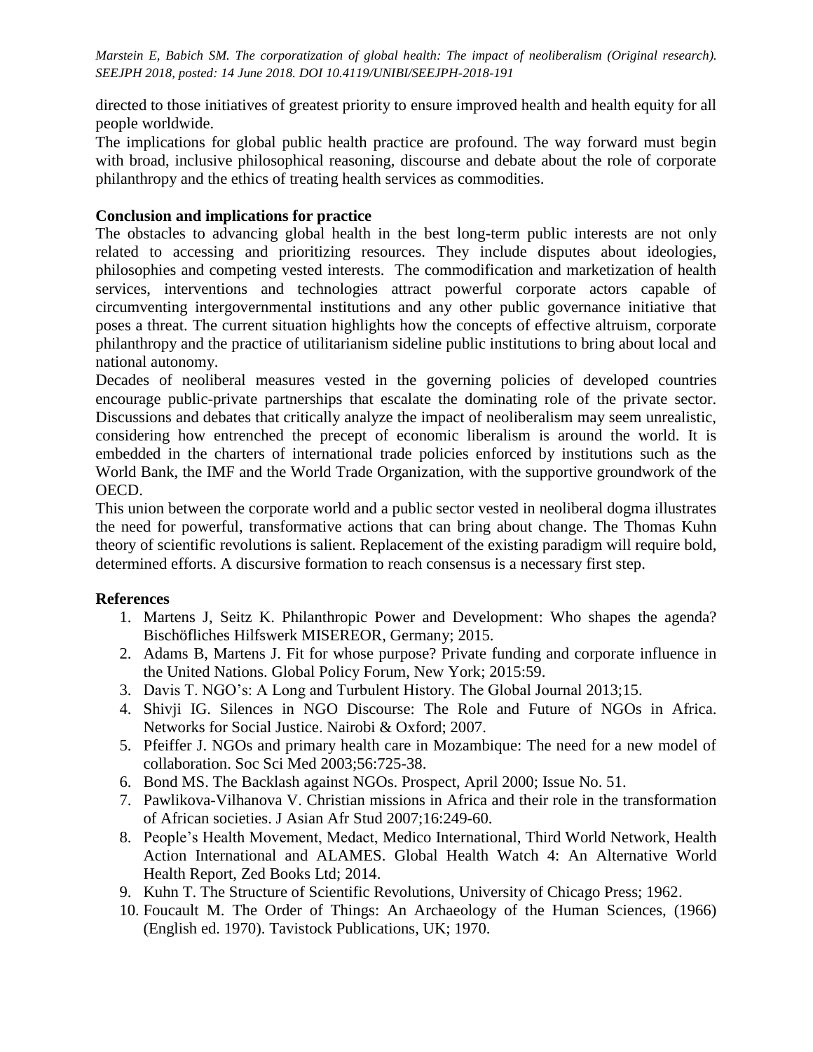directed to those initiatives of greatest priority to ensure improved health and health equity for all people worldwide.

The implications for global public health practice are profound. The way forward must begin with broad, inclusive philosophical reasoning, discourse and debate about the role of corporate philanthropy and the ethics of treating health services as commodities.

## Conclusion and implications for practice

The obstacles to advancing global health in the best long-term public interests are not only related to accessing and prioritizing resources. They include disputes about ideologies, philosophies and competing vested interests. The commodification and marketization of health services, interventions and technologies attract powerful corporate actors capable of circumventing intergovernmental institutions and any other public governance initiative that poses a threat. The current situation highlights how the concepts of effective altruism, corporate philanthropy and the practice of utilitarianism sideline public institutions to bring about local and national autonomy.

Decades of neoliberal measures vested in the governing policies of developed countries encourage public-private partnerships that escalate the dominating role of the private sector. Discussions and debates that critically analyze the impact of neoliberalism may seem unrealistic, considering how entrenched the precept of economic liberalism is around the world. It is embedded in the charters of international trade policies enforced by institutions such as the World Bank, the IMF and the World Trade Organization, with the supportive groundwork of the OECD.

This union between the corporate world and a public sector vested in neoliberal dogma illustrates the need for powerful, transformative actions that can bring about change. The Thomas Kuhn theory of scientific revolutions is salient. Replacement of the existing paradigm will require bold, determined efforts. A discursive formation to reach consensus is a necessary first step.

## References

1. Martens J, Seitz K. Philanthropic Power and Development: Who shapes the agenda? Bischöfliches Hilfswerk MISEREOR, Germany; 2015.
2. Adams B, Martens J. Fit for whose purpose? Private funding and corporate influence in the United Nations. Global Policy Forum, New York; 2015:59.
3. Davis T. NGO's: A Long and Turbulent History. The Global Journal 2013;15.
4. Shivji IG. Silences in NGO Discourse: The Role and Future of NGOs in Africa. Networks for Social Justice. Nairobi & Oxford; 2007.
5. Pfeiffer J. NGOs and primary health care in Mozambique: The need for a new model of collaboration. Soc Sci Med 2003;56:725-38.
6. Bond MS. The Backlash against NGOs. Prospect, April 2000; Issue No. 51.
7. Pawlikova-Vilhanova V. Christian missions in Africa and their role in the transformation of African societies. J Asian Afr Stud 2007;16:249-60.
8. People's Health Movement, Medact, Medico International, Third World Network, Health Action International and ALAMES. Global Health Watch 4: An Alternative World Health Report, Zed Books Ltd; 2014.
9. Kuhn T. The Structure of Scientific Revolutions, University of Chicago Press; 1962.
10. Foucault M. The Order of Things: An Archaeology of the Human Sciences, (1966) (English ed. 1970). Tavistock Publications, UK; 1970.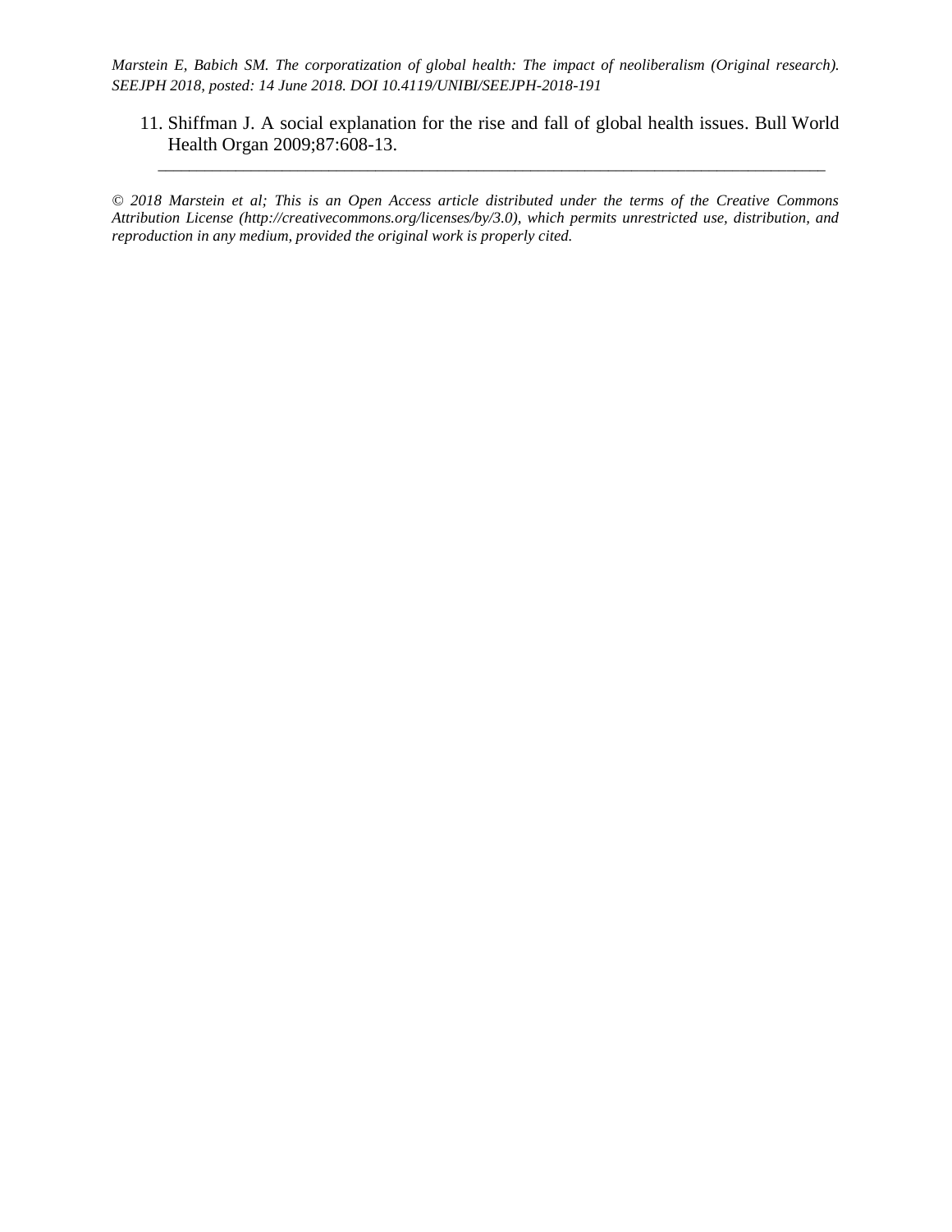11. Shiffman J. A social explanation for the rise and fall of global health issues. Bull World Health Organ 2009;87:608-13.

---

*© 2018 Marstein et al; This is an Open Access article distributed under the terms of the Creative Commons Attribution License (http://creativecommons.org/licenses/by/3.0), which permits unrestricted use, distribution, and reproduction in any medium, provided the original work is properly cited.*